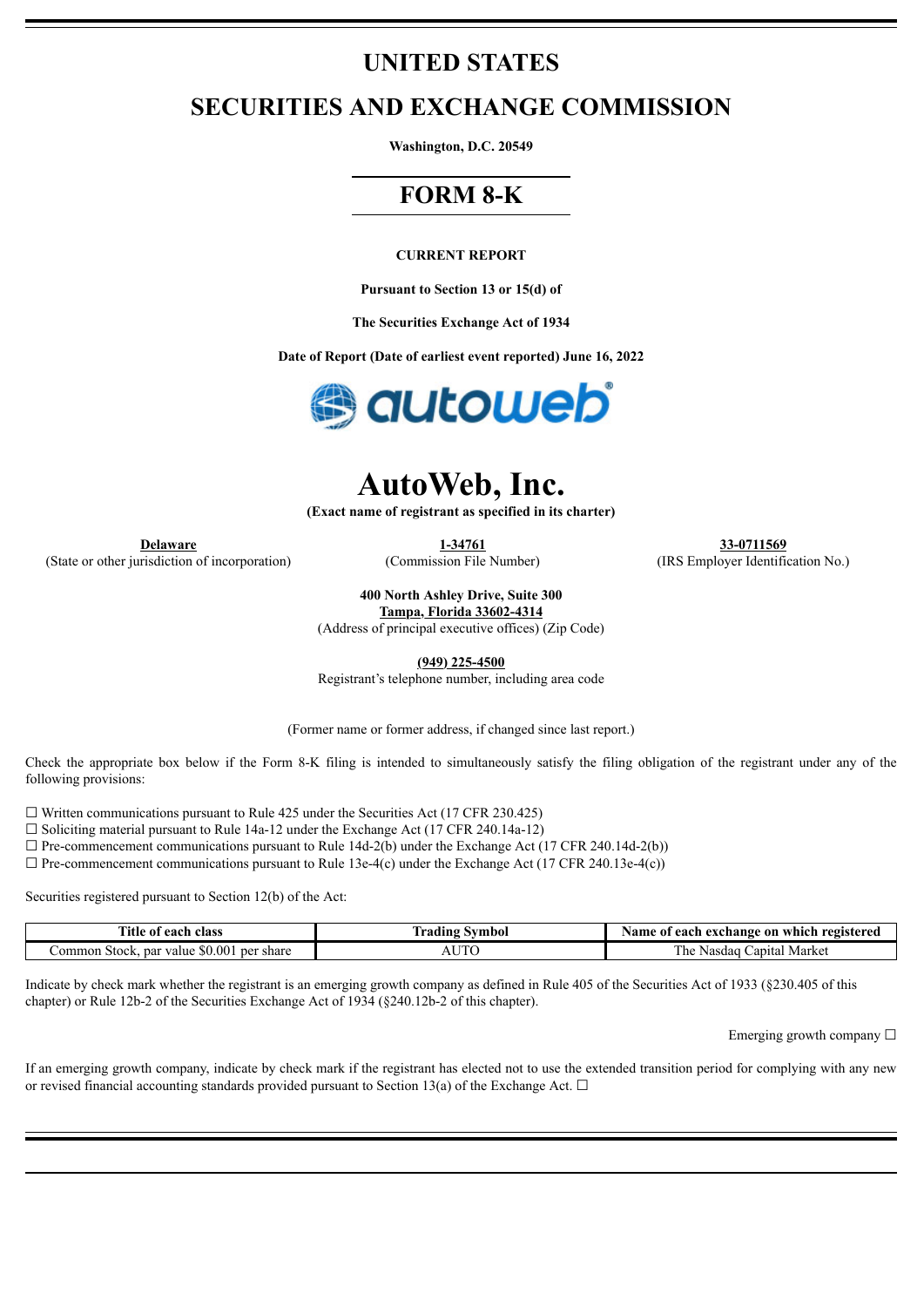# UNITED STATES

# SECURITIES AND EXCHANGE COMMISSION

**Washington, D.C. 20549**

## FORM 8-K

**CURRENT REPORT**

**Pursuant to Section 13 or 15(d) of**

**The Securities Exchange Act of 1934**

**Date of Report (Date of earliest event reported) June 16, 2022**

# AutoWeb, Inc.

**(Exact name of registrant as specified in its charter)**

| Delaware | 1-34761 | 33-0711569 |
|---|---|---|
| (State or other jurisdiction of incorporation) | (Commission File Number) | (IRS Employer Identification No.) |

**400 North Ashley Drive, Suite 300**
**Tampa, Florida 33602-4314**
(Address of principal executive offices) (Zip Code)

**(949) 225-4500**
Registrant's telephone number, including area code

(Former name or former address, if changed since last report.)

Check the appropriate box below if the Form 8-K filing is intended to simultaneously satisfy the filing obligation of the registrant under any of the following provisions:

☐ Written communications pursuant to Rule 425 under the Securities Act (17 CFR 230.425)
☐ Soliciting material pursuant to Rule 14a-12 under the Exchange Act (17 CFR 240.14a-12)
☐ Pre-commencement communications pursuant to Rule 14d-2(b) under the Exchange Act (17 CFR 240.14d-2(b))
☐ Pre-commencement communications pursuant to Rule 13e-4(c) under the Exchange Act (17 CFR 240.13e-4(c))

Securities registered pursuant to Section 12(b) of the Act:

| Title of each class | Trading Symbol | Name of each exchange on which registered |
|---|---|---|
| Common Stock, par value $0.001 per share | AUTO | The Nasdaq Capital Market |

Indicate by check mark whether the registrant is an emerging growth company as defined in Rule 405 of the Securities Act of 1933 (§230.405 of this chapter) or Rule 12b-2 of the Securities Exchange Act of 1934 (§240.12b-2 of this chapter).

Emerging growth company ☐

If an emerging growth company, indicate by check mark if the registrant has elected not to use the extended transition period for complying with any new or revised financial accounting standards provided pursuant to Section 13(a) of the Exchange Act. ☐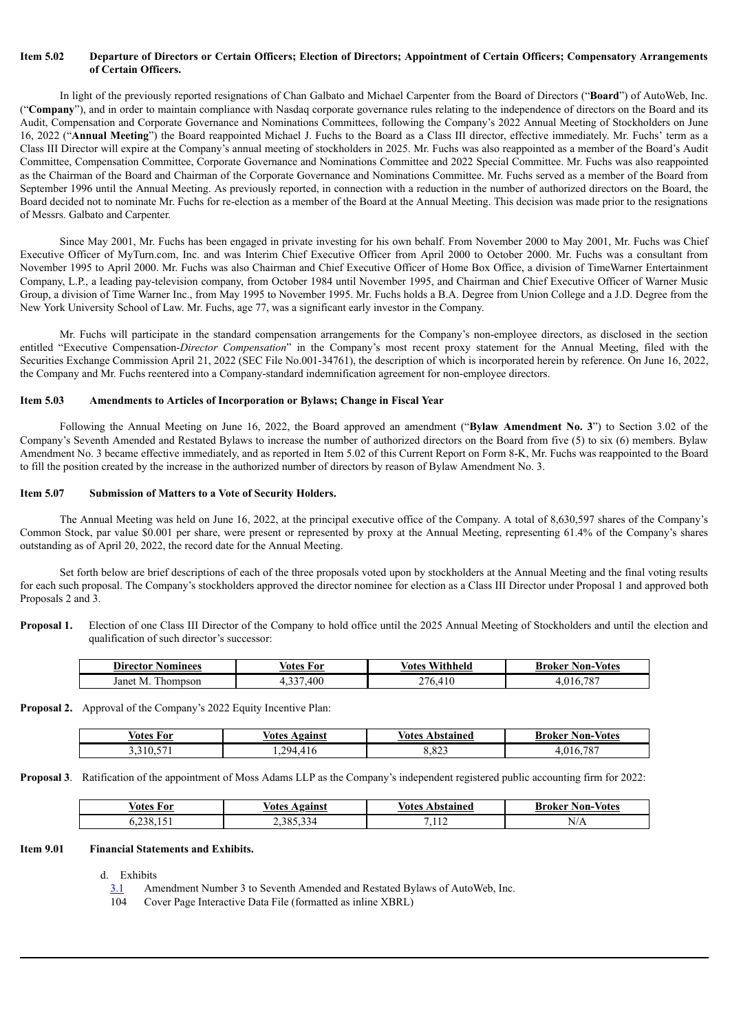**Item 5.02 Departure of Directors or Certain Officers; Election of Directors; Appointment of Certain Officers; Compensatory Arrangements of Certain Officers.**

In light of the previously reported resignations of Chan Galbato and Michael Carpenter from the Board of Directors ("**Board**") of AutoWeb, Inc. ("**Company**"), and in order to maintain compliance with Nasdaq corporate governance rules relating to the independence of directors on the Board and its Audit, Compensation and Corporate Governance and Nominations Committees, following the Company's 2022 Annual Meeting of Stockholders on June 16, 2022 ("**Annual Meeting**") the Board reappointed Michael J. Fuchs to the Board as a Class III director, effective immediately. Mr. Fuchs' term as a Class III Director will expire at the Company's annual meeting of stockholders in 2025. Mr. Fuchs was also reappointed as a member of the Board's Audit Committee, Compensation Committee, Corporate Governance and Nominations Committee and 2022 Special Committee. Mr. Fuchs was also reappointed as the Chairman of the Board and Chairman of the Corporate Governance and Nominations Committee. Mr. Fuchs served as a member of the Board from September 1996 until the Annual Meeting. As previously reported, in connection with a reduction in the number of authorized directors on the Board, the Board decided not to nominate Mr. Fuchs for re-election as a member of the Board at the Annual Meeting. This decision was made prior to the resignations of Messrs. Galbato and Carpenter.

Since May 2001, Mr. Fuchs has been engaged in private investing for his own behalf. From November 2000 to May 2001, Mr. Fuchs was Chief Executive Officer of MyTurn.com, Inc. and was Interim Chief Executive Officer from April 2000 to October 2000. Mr. Fuchs was a consultant from November 1995 to April 2000. Mr. Fuchs was also Chairman and Chief Executive Officer of Home Box Office, a division of TimeWarner Entertainment Company, L.P., a leading pay-television company, from October 1984 until November 1995, and Chairman and Chief Executive Officer of Warner Music Group, a division of Time Warner Inc., from May 1995 to November 1995. Mr. Fuchs holds a B.A. Degree from Union College and a J.D. Degree from the New York University School of Law. Mr. Fuchs, age 77, was a significant early investor in the Company.

Mr. Fuchs will participate in the standard compensation arrangements for the Company's non-employee directors, as disclosed in the section entitled "Executive Compensation-*Director Compensation*" in the Company's most recent proxy statement for the Annual Meeting, filed with the Securities Exchange Commission April 21, 2022 (SEC File No.001-34761), the description of which is incorporated herein by reference. On June 16, 2022, the Company and Mr. Fuchs reentered into a Company-standard indemnification agreement for non-employee directors.

**Item 5.03 Amendments to Articles of Incorporation or Bylaws; Change in Fiscal Year**

Following the Annual Meeting on June 16, 2022, the Board approved an amendment ("**Bylaw Amendment No. 3**") to Section 3.02 of the Company's Seventh Amended and Restated Bylaws to increase the number of authorized directors on the Board from five (5) to six (6) members. Bylaw Amendment No. 3 became effective immediately, and as reported in Item 5.02 of this Current Report on Form 8-K, Mr. Fuchs was reappointed to the Board to fill the position created by the increase in the authorized number of directors by reason of Bylaw Amendment No. 3.

**Item 5.07 Submission of Matters to a Vote of Security Holders.**

The Annual Meeting was held on June 16, 2022, at the principal executive office of the Company. A total of 8,630,597 shares of the Company's Common Stock, par value $0.001 per share, were present or represented by proxy at the Annual Meeting, representing 61.4% of the Company's shares outstanding as of April 20, 2022, the record date for the Annual Meeting.

Set forth below are brief descriptions of each of the three proposals voted upon by stockholders at the Annual Meeting and the final voting results for each such proposal. The Company's stockholders approved the director nominee for election as a Class III Director under Proposal 1 and approved both Proposals 2 and 3.

**Proposal 1.** Election of one Class III Director of the Company to hold office until the 2025 Annual Meeting of Stockholders and until the election and qualification of such director's successor:

| Director Nominees | Votes For | Votes Withheld | Broker Non-Votes |
|---|---|---|---|
| Janet M. Thompson | 4,337,400 | 276,410 | 4,016,787 |

**Proposal 2.** Approval of the Company's 2022 Equity Incentive Plan:

| Votes For | Votes Against | Votes Abstained | Broker Non-Votes |
|---|---|---|---|
| 3,310,571 | 1,294,416 | 8,823 | 4,016,787 |

**Proposal 3**. Ratification of the appointment of Moss Adams LLP as the Company's independent registered public accounting firm for 2022:

| Votes For | Votes Against | Votes Abstained | Broker Non-Votes |
|---|---|---|---|
| 6,238,151 | 2,385,334 | 7,112 | N/A |

**Item 9.01 Financial Statements and Exhibits.**

d. Exhibits

3.1 Amendment Number 3 to Seventh Amended and Restated Bylaws of AutoWeb, Inc.

104 Cover Page Interactive Data File (formatted as inline XBRL)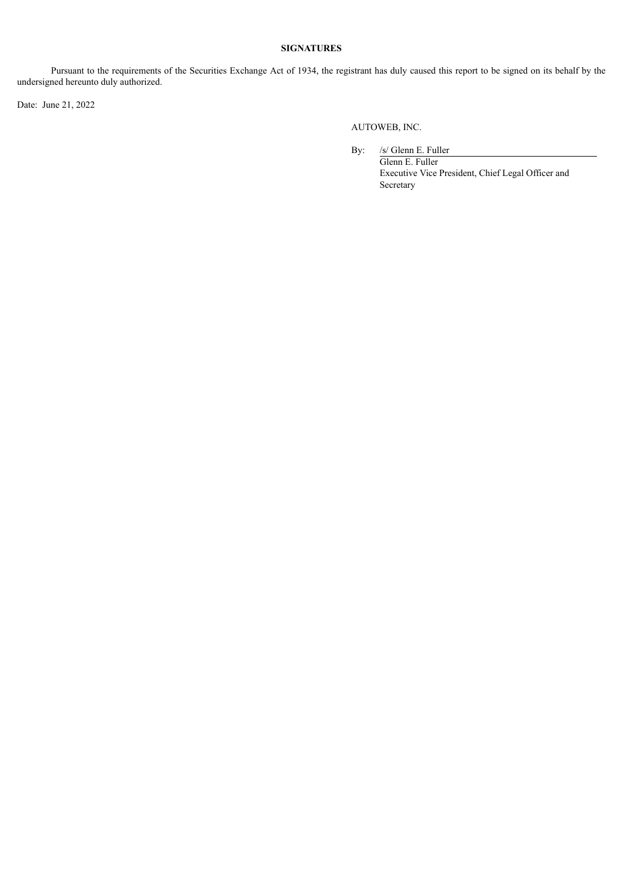## SIGNATURES

Pursuant to the requirements of the Securities Exchange Act of 1934, the registrant has duly caused this report to be signed on its behalf by the undersigned hereunto duly authorized.

Date: June 21, 2022

AUTOWEB, INC.

By: /s/ Glenn E. Fuller

Glenn E. Fuller
Executive Vice President, Chief Legal Officer and Secretary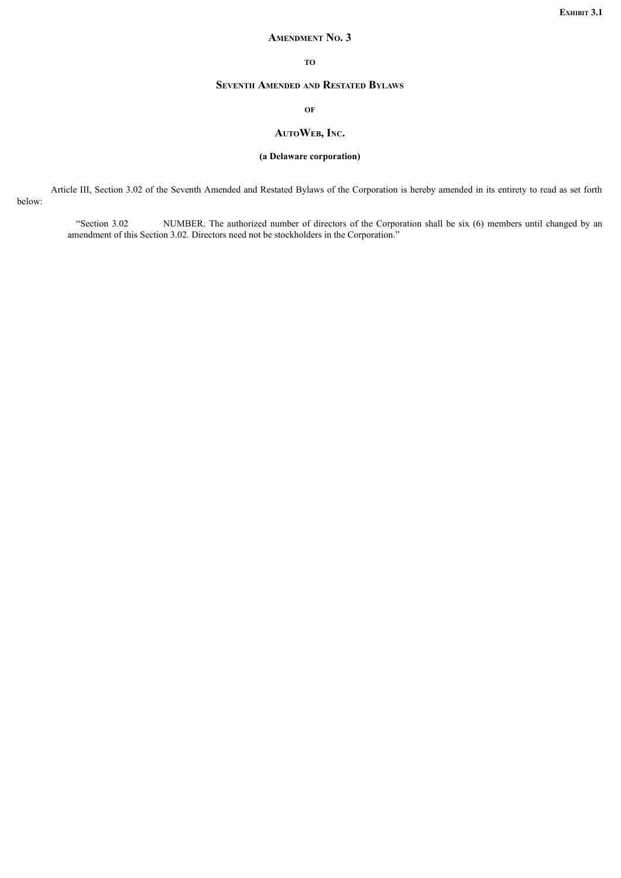**Exhibit 3.1**

# Amendment No. 3

**to**

## Seventh Amended and Restated Bylaws

**of**

## AutoWeb, Inc.

**(a Delaware corporation)**

Article III, Section 3.02 of the Seventh Amended and Restated Bylaws of the Corporation is hereby amended in its entirety to read as set forth below:

> "Section 3.02 NUMBER. The authorized number of directors of the Corporation shall be six (6) members until changed by an amendment of this Section 3.02. Directors need not be stockholders in the Corporation."